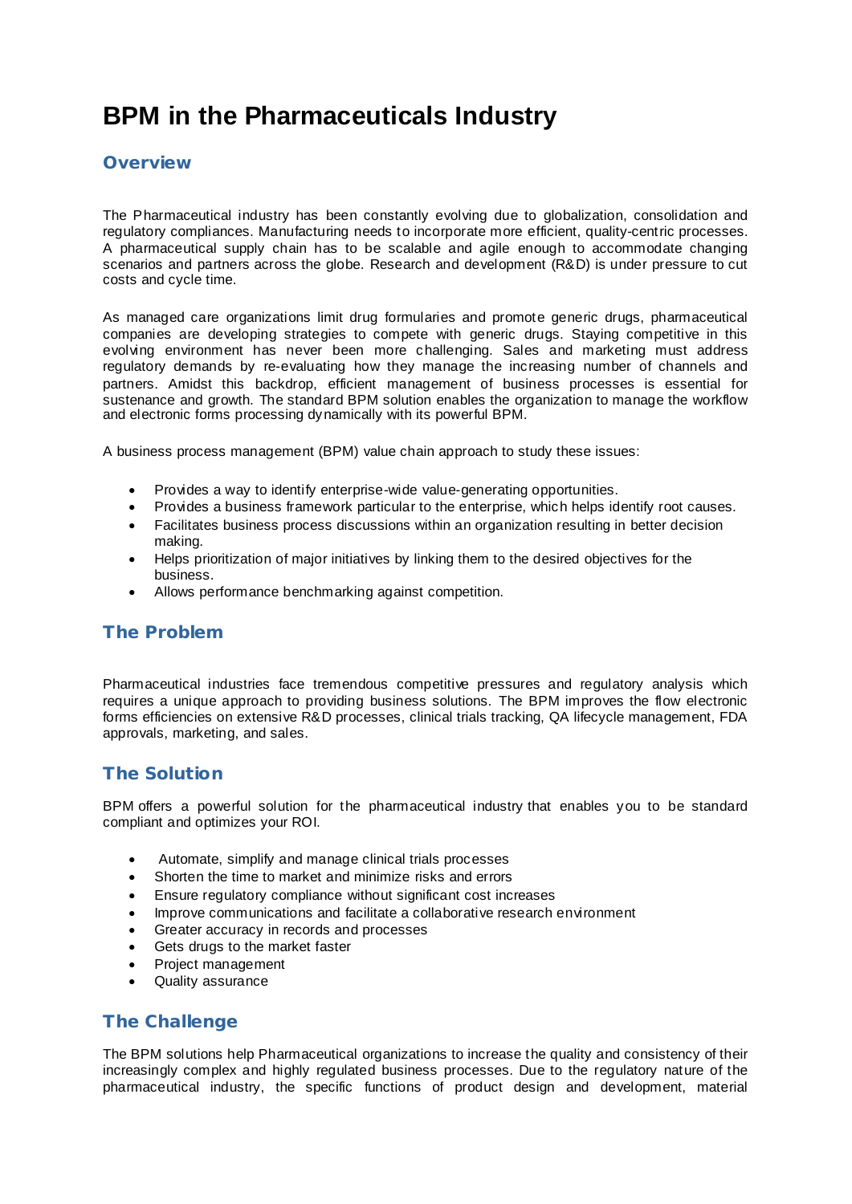# BPM in the Pharmaceuticals Industry

## Overview

The Pharmaceutical industry has been constantly evolving due to globalization, consolidation and regulatory compliances. Manufacturing needs to incorporate more efficient, quality-centric processes. A pharmaceutical supply chain has to be scalable and agile enough to accommodate changing scenarios and partners across the globe. Research and development (R&D) is under pressure to cut costs and cycle time.

As managed care organizations limit drug formularies and promote generic drugs, pharmaceutical companies are developing strategies to compete with generic drugs. Staying competitive in this evolving environment has never been more challenging. Sales and marketing must address regulatory demands by re-evaluating how they manage the increasing number of channels and partners. Amidst this backdrop, efficient management of business processes is essential for sustenance and growth. The standard BPM solution enables the organization to manage the workflow and electronic forms processing dynamically with its powerful BPM.

A business process management (BPM) value chain approach to study these issues:

- Provides a way to identify enterprise-wide value-generating opportunities.
- Provides a business framework particular to the enterprise, which helps identify root causes.
- Facilitates business process discussions within an organization resulting in better decision making.
- Helps prioritization of major initiatives by linking them to the desired objectives for the business.
- Allows performance benchmarking against competition.

## The Problem

Pharmaceutical industries face tremendous competitive pressures and regulatory analysis which requires a unique approach to providing business solutions. The BPM improves the flow electronic forms efficiencies on extensive R&D processes, clinical trials tracking, QA lifecycle management, FDA approvals, marketing, and sales.

## The Solution

BPM offers a powerful solution for the pharmaceutical industry that enables you to be standard compliant and optimizes your ROI.

- Automate, simplify and manage clinical trials processes
- Shorten the time to market and minimize risks and errors
- Ensure regulatory compliance without significant cost increases
- Improve communications and facilitate a collaborative research environment
- Greater accuracy in records and processes
- Gets drugs to the market faster
- Project management
- Quality assurance

## The Challenge

The BPM solutions help Pharmaceutical organizations to increase the quality and consistency of their increasingly complex and highly regulated business processes. Due to the regulatory nature of the pharmaceutical industry, the specific functions of product design and development, material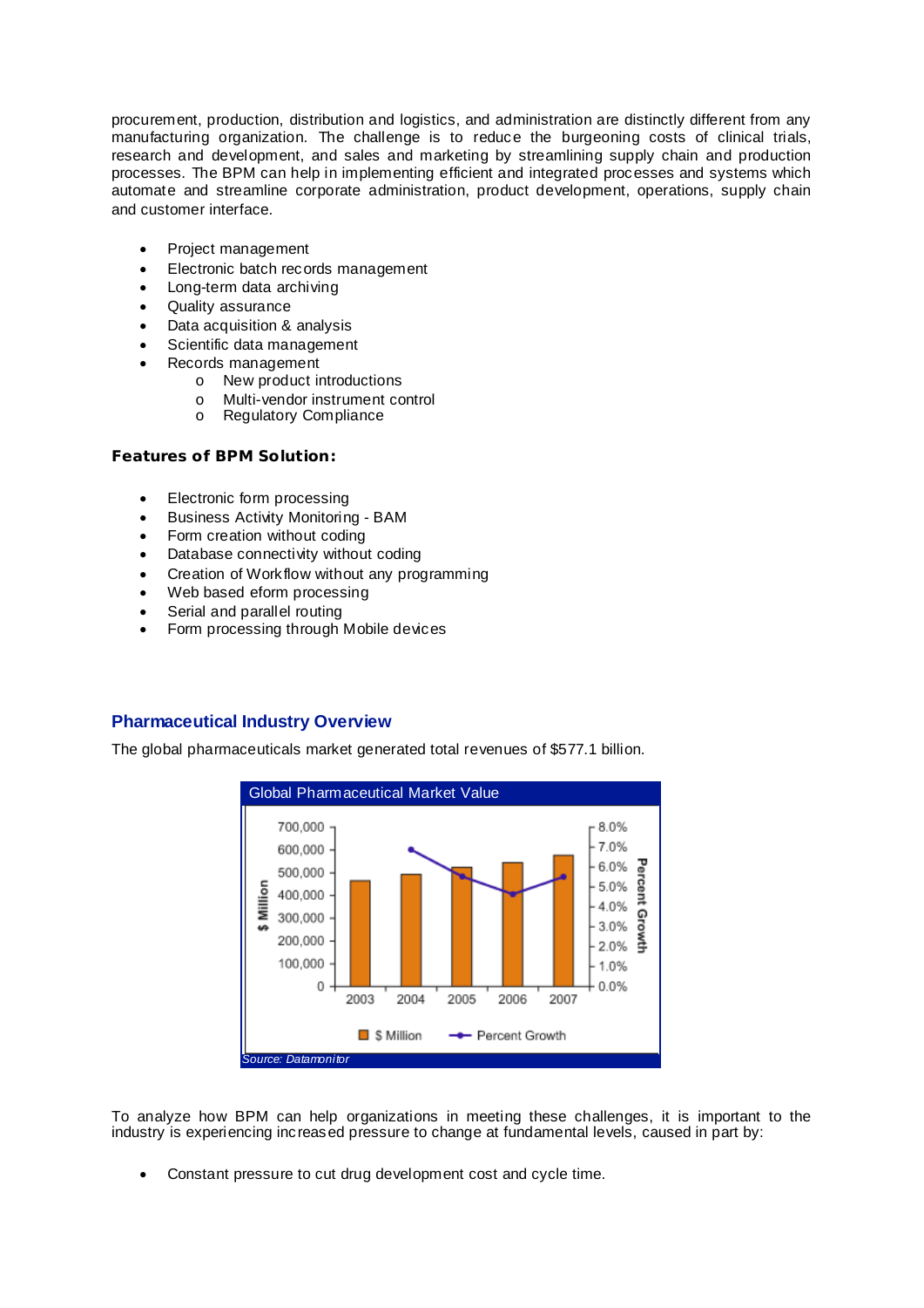procurement, production, distribution and logistics, and administration are distinctly different from any manufacturing organization. The challenge is to reduce the burgeoning costs of clinical trials, research and development, and sales and marketing by streamlining supply chain and production processes. The BPM can help in implementing efficient and integrated processes and systems which automate and streamline corporate administration, product development, operations, supply chain and customer interface.

- Project management
- Electronic batch records management
- Long-term data archiving
- Quality assurance
- Data acquisition & analysis
- Scientific data management
- Records management
  - New product introductions
  - Multi-vendor instrument control
  - Regulatory Compliance

**Features of BPM Solution:**

- Electronic form processing
- Business Activity Monitoring - BAM
- Form creation without coding
- Database connectivity without coding
- Creation of Workflow without any programming
- Web based eform processing
- Serial and parallel routing
- Form processing through Mobile devices

## Pharmaceutical Industry Overview

The global pharmaceuticals market generated total revenues of $577.1 billion.

Global Pharmaceutical Market Value

Source: Datamonitor

To analyze how BPM can help organizations in meeting these challenges, it is important to the industry is experiencing increased pressure to change at fundamental levels, caused in part by:

- Constant pressure to cut drug development cost and cycle time.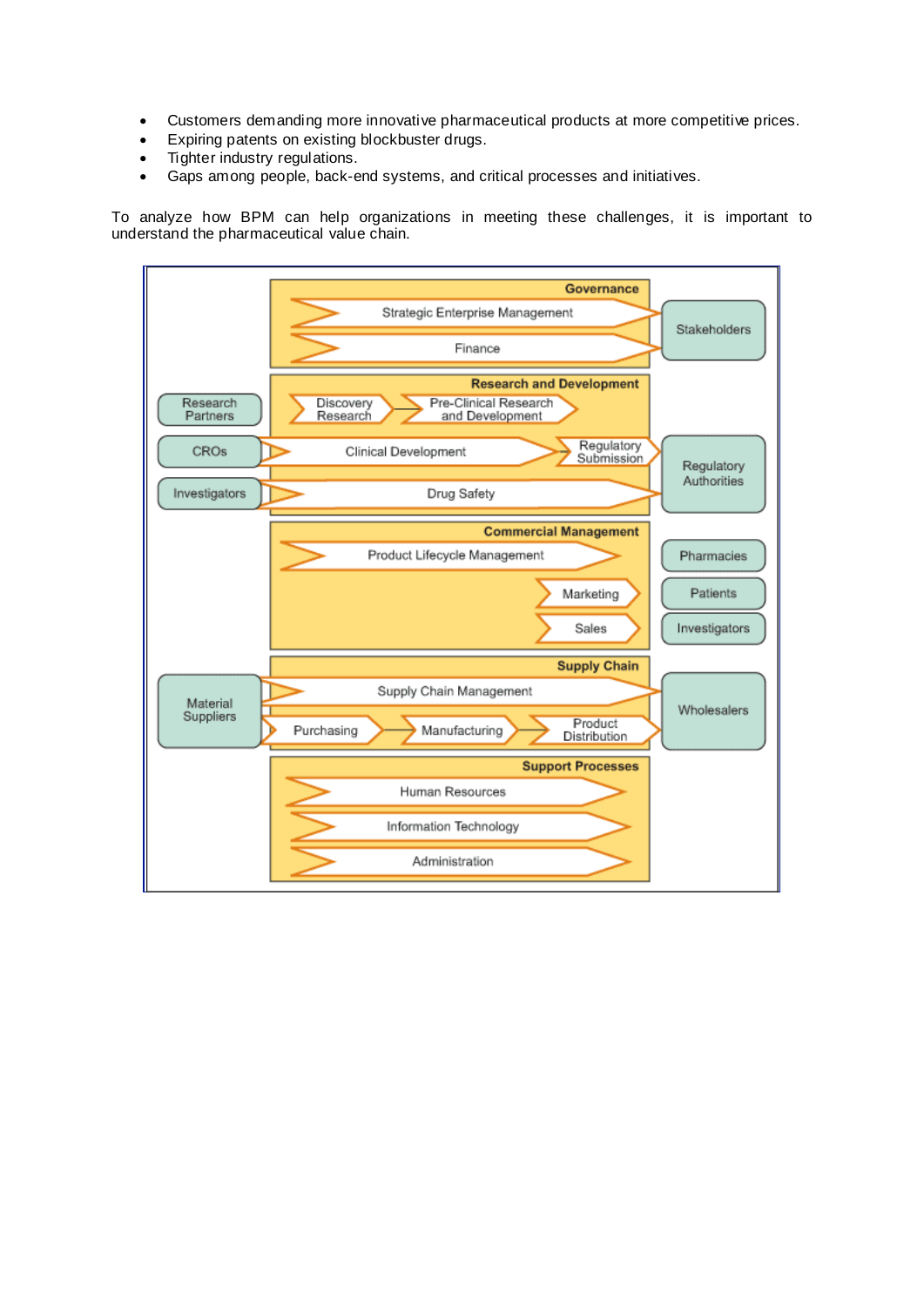- Customers demanding more innovative pharmaceutical products at more competitive prices.
- Expiring patents on existing blockbuster drugs.
- Tighter industry regulations.
- Gaps among people, back-end systems, and critical processes and initiatives.

To analyze how BPM can help organizations in meeting these challenges, it is important to understand the pharmaceutical value chain.

**Governance**
- Strategic Enterprise Management
- Finance

Stakeholders

**Research and Development**
- Discovery Research
- Pre-Clinical Research and Development
- Clinical Development
- Regulatory Submission
- Drug Safety

Research Partners, CROs, Investigators — Regulatory Authorities

**Commercial Management**
- Product Lifecycle Management
- Marketing
- Sales

Pharmacies, Patients, Investigators

**Supply Chain**
- Supply Chain Management
- Purchasing
- Manufacturing
- Product Distribution

Material Suppliers — Wholesalers

**Support Processes**
- Human Resources
- Information Technology
- Administration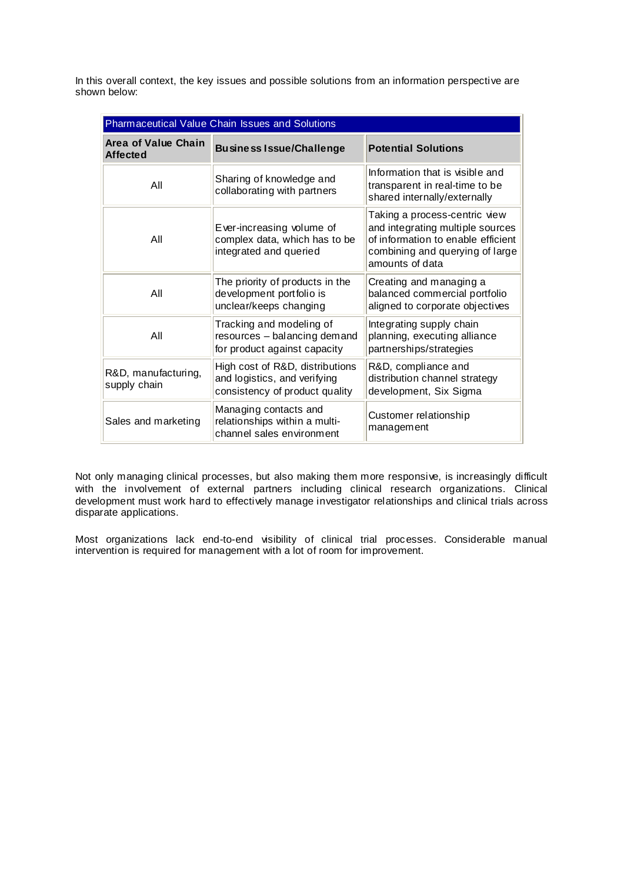In this overall context, the key issues and possible solutions from an information perspective are shown below:

| Pharmaceutical Value Chain Issues and Solutions | | |
|---|---|---|
| **Area of Value Chain Affected** | **Business Issue/Challenge** | **Potential Solutions** |
| All | Sharing of knowledge and collaborating with partners | Information that is visible and transparent in real-time to be shared internally/externally |
| All | Ever-increasing volume of complex data, which has to be integrated and queried | Taking a process-centric view and integrating multiple sources of information to enable efficient combining and querying of large amounts of data |
| All | The priority of products in the development portfolio is unclear/keeps changing | Creating and managing a balanced commercial portfolio aligned to corporate objectives |
| All | Tracking and modeling of resources – balancing demand for product against capacity | Integrating supply chain planning, executing alliance partnerships/strategies |
| R&D, manufacturing, supply chain | High cost of R&D, distributions and logistics, and verifying consistency of product quality | R&D, compliance and distribution channel strategy development, Six Sigma |
| Sales and marketing | Managing contacts and relationships within a multi-channel sales environment | Customer relationship management |

Not only managing clinical processes, but also making them more responsive, is increasingly difficult with the involvement of external partners including clinical research organizations. Clinical development must work hard to effectively manage investigator relationships and clinical trials across disparate applications.

Most organizations lack end-to-end visibility of clinical trial processes. Considerable manual intervention is required for management with a lot of room for improvement.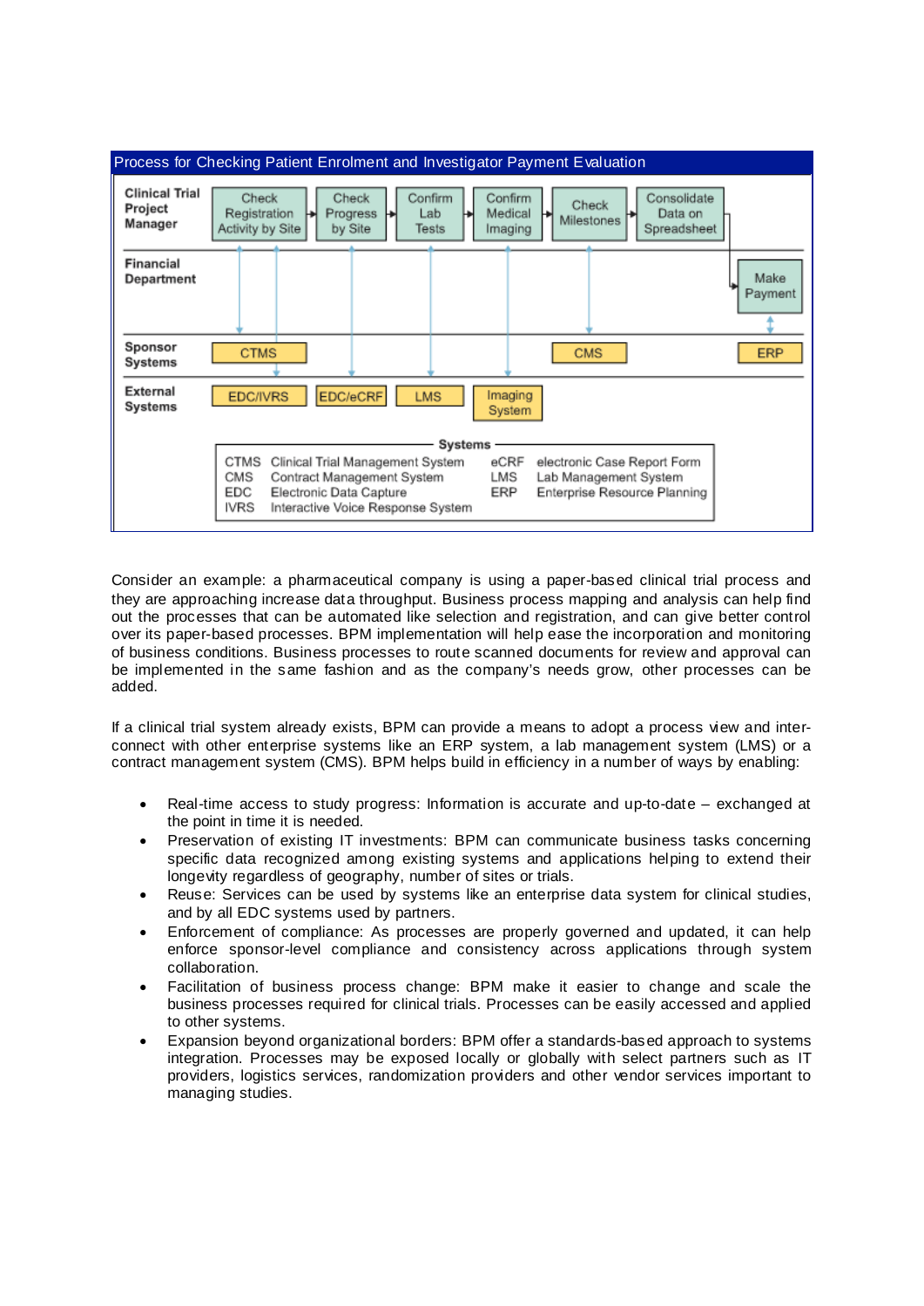**Process for Checking Patient Enrolment and Investigator Payment Evaluation**

| Role | | | | | | | |
|---|---|---|---|---|---|---|---|
| **Clinical Trial Project Manager** | Check Registration Activity by Site | Check Progress by Site | Confirm Lab Tests | Confirm Medical Imaging | Check Milestones | Consolidate Data on Spreadsheet | |
| **Financial Department** | | | | | | | Make Payment |
| **Sponsor Systems** | CTMS | | | | CMS | | ERP |
| **External Systems** | EDC/IVRS | EDC/eCRF | LMS | Imaging System | | | |

**Systems**

| | | | |
|---|---|---|---|
| CTMS | Clinical Trial Management System | eCRF | electronic Case Report Form |
| CMS | Contract Management System | LMS | Lab Management System |
| EDC | Electronic Data Capture | ERP | Enterprise Resource Planning |
| IVRS | Interactive Voice Response System | | |

Consider an example: a pharmaceutical company is using a paper-based clinical trial process and they are approaching increase data throughput. Business process mapping and analysis can help find out the processes that can be automated like selection and registration, and can give better control over its paper-based processes. BPM implementation will help ease the incorporation and monitoring of business conditions. Business processes to route scanned documents for review and approval can be implemented in the same fashion and as the company's needs grow, other processes can be added.

If a clinical trial system already exists, BPM can provide a means to adopt a process view and inter-connect with other enterprise systems like an ERP system, a lab management system (LMS) or a contract management system (CMS). BPM helps build in efficiency in a number of ways by enabling:

- Real-time access to study progress: Information is accurate and up-to-date – exchanged at the point in time it is needed.
- Preservation of existing IT investments: BPM can communicate business tasks concerning specific data recognized among existing systems and applications helping to extend their longevity regardless of geography, number of sites or trials.
- Reuse: Services can be used by systems like an enterprise data system for clinical studies, and by all EDC systems used by partners.
- Enforcement of compliance: As processes are properly governed and updated, it can help enforce sponsor-level compliance and consistency across applications through system collaboration.
- Facilitation of business process change: BPM make it easier to change and scale the business processes required for clinical trials. Processes can be easily accessed and applied to other systems.
- Expansion beyond organizational borders: BPM offer a standards-based approach to systems integration. Processes may be exposed locally or globally with select partners such as IT providers, logistics services, randomization providers and other vendor services important to managing studies.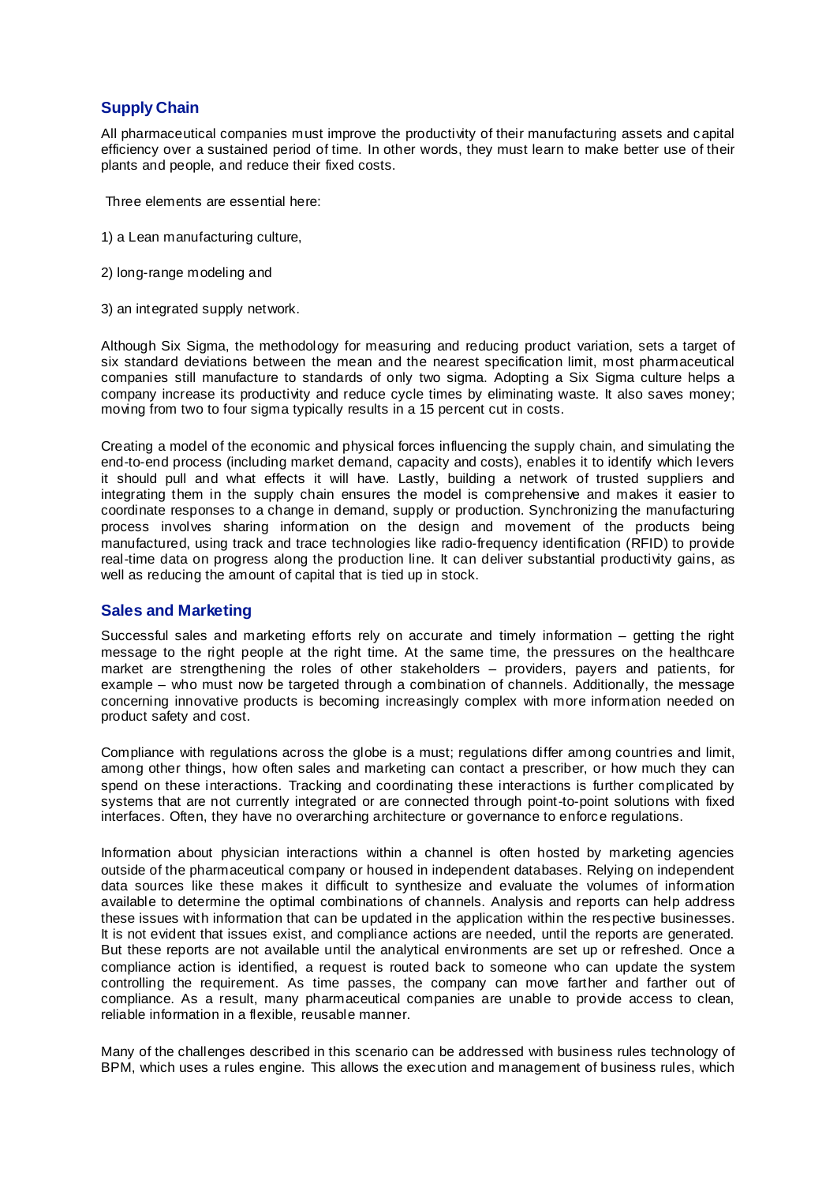## Supply Chain

All pharmaceutical companies must improve the productivity of their manufacturing assets and capital efficiency over a sustained period of time. In other words, they must learn to make better use of their plants and people, and reduce their fixed costs.

Three elements are essential here:

1) a Lean manufacturing culture,

2) long-range modeling and

3) an integrated supply network.

Although Six Sigma, the methodology for measuring and reducing product variation, sets a target of six standard deviations between the mean and the nearest specification limit, most pharmaceutical companies still manufacture to standards of only two sigma. Adopting a Six Sigma culture helps a company increase its productivity and reduce cycle times by eliminating waste. It also saves money; moving from two to four sigma typically results in a 15 percent cut in costs.

Creating a model of the economic and physical forces influencing the supply chain, and simulating the end-to-end process (including market demand, capacity and costs), enables it to identify which levers it should pull and what effects it will have. Lastly, building a network of trusted suppliers and integrating them in the supply chain ensures the model is comprehensive and makes it easier to coordinate responses to a change in demand, supply or production. Synchronizing the manufacturing process involves sharing information on the design and movement of the products being manufactured, using track and trace technologies like radio-frequency identification (RFID) to provide real-time data on progress along the production line. It can deliver substantial productivity gains, as well as reducing the amount of capital that is tied up in stock.

## Sales and Marketing

Successful sales and marketing efforts rely on accurate and timely information – getting the right message to the right people at the right time. At the same time, the pressures on the healthcare market are strengthening the roles of other stakeholders – providers, payers and patients, for example – who must now be targeted through a combination of channels. Additionally, the message concerning innovative products is becoming increasingly complex with more information needed on product safety and cost.

Compliance with regulations across the globe is a must; regulations differ among countries and limit, among other things, how often sales and marketing can contact a prescriber, or how much they can spend on these interactions. Tracking and coordinating these interactions is further complicated by systems that are not currently integrated or are connected through point-to-point solutions with fixed interfaces. Often, they have no overarching architecture or governance to enforce regulations.

Information about physician interactions within a channel is often hosted by marketing agencies outside of the pharmaceutical company or housed in independent databases. Relying on independent data sources like these makes it difficult to synthesize and evaluate the volumes of information available to determine the optimal combinations of channels. Analysis and reports can help address these issues with information that can be updated in the application within the respective businesses. It is not evident that issues exist, and compliance actions are needed, until the reports are generated. But these reports are not available until the analytical environments are set up or refreshed. Once a compliance action is identified, a request is routed back to someone who can update the system controlling the requirement. As time passes, the company can move farther and farther out of compliance. As a result, many pharmaceutical companies are unable to provide access to clean, reliable information in a flexible, reusable manner.

Many of the challenges described in this scenario can be addressed with business rules technology of BPM, which uses a rules engine. This allows the execution and management of business rules, which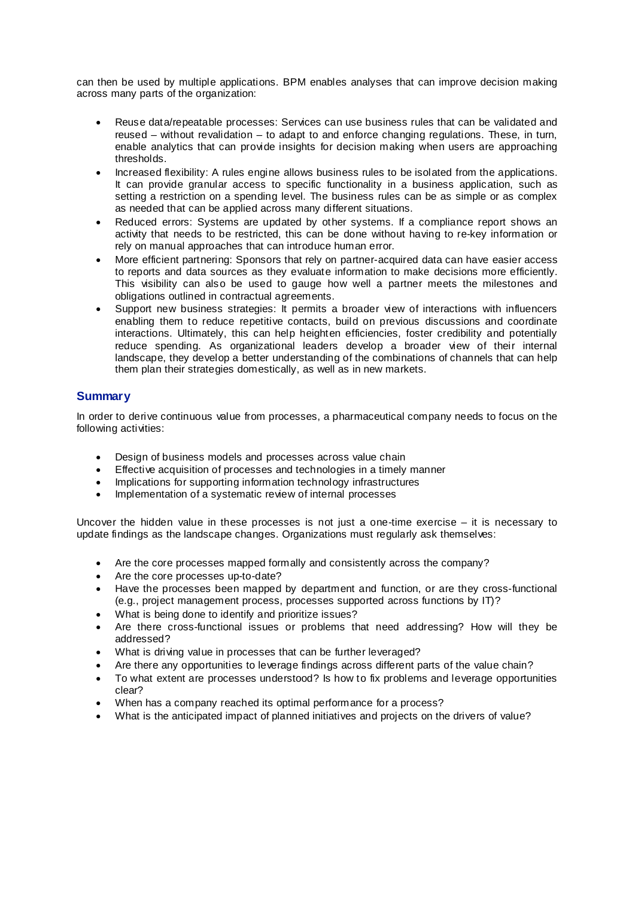can then be used by multiple applications. BPM enables analyses that can improve decision making across many parts of the organization:

- Reuse data/repeatable processes: Services can use business rules that can be validated and reused – without revalidation – to adapt to and enforce changing regulations. These, in turn, enable analytics that can provide insights for decision making when users are approaching thresholds.
- Increased flexibility: A rules engine allows business rules to be isolated from the applications. It can provide granular access to specific functionality in a business application, such as setting a restriction on a spending level. The business rules can be as simple or as complex as needed that can be applied across many different situations.
- Reduced errors: Systems are updated by other systems. If a compliance report shows an activity that needs to be restricted, this can be done without having to re-key information or rely on manual approaches that can introduce human error.
- More efficient partnering: Sponsors that rely on partner-acquired data can have easier access to reports and data sources as they evaluate information to make decisions more efficiently. This visibility can also be used to gauge how well a partner meets the milestones and obligations outlined in contractual agreements.
- Support new business strategies: It permits a broader view of interactions with influencers enabling them to reduce repetitive contacts, build on previous discussions and coordinate interactions. Ultimately, this can help heighten efficiencies, foster credibility and potentially reduce spending. As organizational leaders develop a broader view of their internal landscape, they develop a better understanding of the combinations of channels that can help them plan their strategies domestically, as well as in new markets.

## Summary

In order to derive continuous value from processes, a pharmaceutical company needs to focus on the following activities:

- Design of business models and processes across value chain
- Effective acquisition of processes and technologies in a timely manner
- Implications for supporting information technology infrastructures
- Implementation of a systematic review of internal processes

Uncover the hidden value in these processes is not just a one-time exercise – it is necessary to update findings as the landscape changes. Organizations must regularly ask themselves:

- Are the core processes mapped formally and consistently across the company?
- Are the core processes up-to-date?
- Have the processes been mapped by department and function, or are they cross-functional (e.g., project management process, processes supported across functions by IT)?
- What is being done to identify and prioritize issues?
- Are there cross-functional issues or problems that need addressing? How will they be addressed?
- What is driving value in processes that can be further leveraged?
- Are there any opportunities to leverage findings across different parts of the value chain?
- To what extent are processes understood? Is how to fix problems and leverage opportunities clear?
- When has a company reached its optimal performance for a process?
- What is the anticipated impact of planned initiatives and projects on the drivers of value?